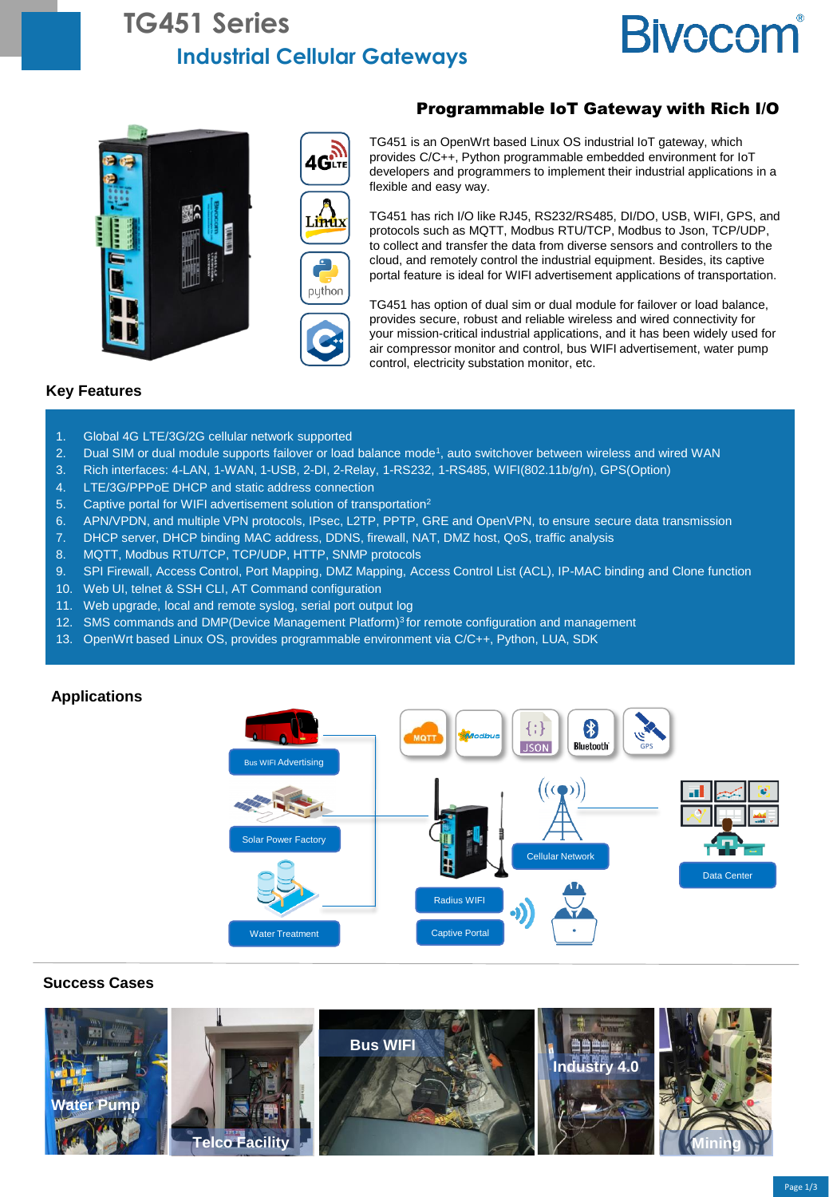# TG451 Series

## Industrial Cellular Gateways

## Programmable IoT Gateway with Rich I/O

TG451 is an OpenWrt based Linux OS industrial IoT gateway, which provides C/C++, Python programmable embedded environment for IoT developers and programmers to implement their industrial applications in a flexible and easy way.

TG451 has rich I/O like RJ45, RS232/RS485, DI/DO, USB, WIFI, GPS, and protocols such as MQTT, Modbus RTU/TCP, Modbus to Json, TCP/UDP, to collect and transfer the data from diverse sensors and controllers to the cloud, and remotely control the industrial equipment. Besides, its captive portal feature is ideal for WIFI advertisement applications of transportation.

TG451 has option of dual sim or dual module for failover or load balance, provides secure, robust and reliable wireless and wired connectivity for your mission-critical industrial applications, and it has been widely used for air compressor monitor and control, bus WIFI advertisement, water pump control, electricity substation monitor, etc.

### Key Features

1. Global 4G LTE/3G/2G cellular network supported
2. Dual SIM or dual module supports failover or load balance mode[1], auto switchover between wireless and wired WAN
3. Rich interfaces: 4-LAN, 1-WAN, 1-USB, 2-DI, 2-Relay, 1-RS232, 1-RS485, WIFI(802.11b/g/n), GPS(Option)
4. LTE/3G/PPPoE DHCP and static address connection
5. Captive portal for WIFI advertisement solution of transportation[2]
6. APN/VPDN, and multiple VPN protocols, IPsec, L2TP, PPTP, GRE and OpenVPN, to ensure secure data transmission
7. DHCP server, DHCP binding MAC address, DDNS, firewall, NAT, DMZ host, QoS, traffic analysis
8. MQTT, Modbus RTU/TCP, TCP/UDP, HTTP, SNMP protocols
9. SPI Firewall, Access Control, Port Mapping, DMZ Mapping, Access Control List (ACL), IP-MAC binding and Clone function
10. Web UI, telnet & SSH CLI, AT Command configuration
11. Web upgrade, local and remote syslog, serial port output log
12. SMS commands and DMP(Device Management Platform)[3] for remote configuration and management
13. OpenWrt based Linux OS, provides programmable environment via C/C++, Python, LUA, SDK

### Applications

Bus WIFI Advertising

Solar Power Factory

Water Treatment

Radius WIFI

Captive Portal

Cellular Network

Data Center

### Success Cases

Water Pump

Telco Facility

Bus WIFI

Industry 4.0

Mining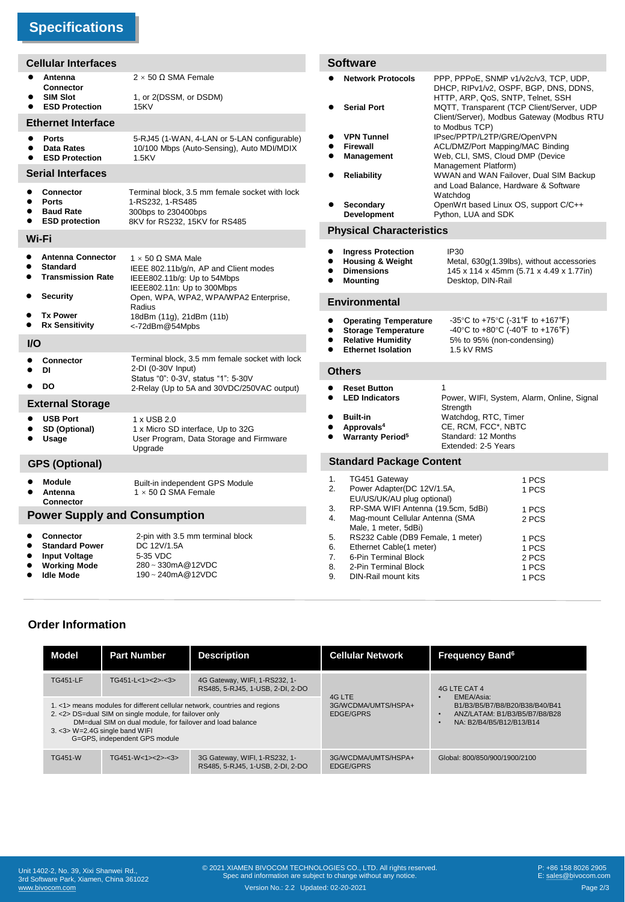# Specifications

## Cellular Interfaces

- **Antenna Connector**: 2 × 50 Ω SMA Female
- **SIM Slot**: 1, or 2(DSSM, or DSDM)
- **ESD Protection**: 15KV

## Ethernet Interface

- **Ports**: 5-RJ45 (1-WAN, 4-LAN or 5-LAN configurable)
- **Data Rates**: 10/100 Mbps (Auto-Sensing), Auto MDI/MDIX
- **ESD Protection**: 1.5KV

## Serial Interfaces

- **Connector**: Terminal block, 3.5 mm female socket with lock
- **Ports**: 1-RS232, 1-RS485
- **Baud Rate**: 300bps to 230400bps
- **ESD protection**: 8KV for RS232, 15KV for RS485

## Wi-Fi

- **Antenna Connector**: 1 × 50 Ω SMA Male
- **Standard**: IEEE 802.11b/g/n, AP and Client modes
- **Transmission Rate**: IEEE802.11b/g: Up to 54Mbps; IEEE802.11n: Up to 300Mbps
- **Security**: Open, WPA, WPA2, WPA/WPA2 Enterprise, Radius
- **Tx Power**: 18dBm (11g), 21dBm (11b)
- **Rx Sensitivity**: <-72dBm@54Mpbs

## I/O

- **Connector**: Terminal block, 3.5 mm female socket with lock
- **DI**: 2-DI (0-30V Input) Status "0": 0-3V, status "1": 5-30V
- **DO**: 2-Relay (Up to 5A and 30VDC/250VAC output)

## External Storage

- **USB Port**: 1 x USB 2.0
- **SD (Optional)**: 1 x Micro SD interface, Up to 32G
- **Usage**: User Program, Data Storage and Firmware Upgrade

## GPS (Optional)

- **Module**: Built-in independent GPS Module
- **Antenna Connector**: 1 × 50 Ω SMA Female

## Power Supply and Consumption

- **Connector**: 2-pin with 3.5 mm terminal block
- **Standard Power**: DC 12V/1.5A
- **Input Voltage**: 5-35 VDC
- **Working Mode**: 280 ~ 330mA@12VDC
- **Idle Mode**: 190 ~ 240mA@12VDC

## Software

- **Network Protocols**: PPP, PPPoE, SNMP v1/v2c/v3, TCP, UDP, DHCP, RIPv1/v2, OSPF, BGP, DNS, DDNS, HTTP, ARP, QoS, SNTP, Telnet, SSH
- **Serial Port**: MQTT, Transparent (TCP Client/Server, UDP Client/Server), Modbus Gateway (Modbus RTU to Modbus TCP)
- **VPN Tunnel**: IPsec/PPTP/L2TP/GRE/OpenVPN
- **Firewall**: ACL/DMZ/Port Mapping/MAC Binding
- **Management**: Web, CLI, SMS, Cloud DMP (Device Management Platform)
- **Reliability**: WWAN and WAN Failover, Dual SIM Backup and Load Balance, Hardware & Software Watchdog
- **Secondary Development**: OpenWrt based Linux OS, support C/C++ Python, LUA and SDK

## Physical Characteristics

- **Ingress Protection**: IP30
- **Housing & Weight**: Metal, 630g(1.39lbs), without accessories
- **Dimensions**: 145 x 114 x 45mm (5.71 x 4.49 x 1.77in)
- **Mounting**: Desktop, DIN-Rail

## Environmental

- **Operating Temperature**: -35°C to +75°C (-31℉ to +167℉)
- **Storage Temperature**: -40°C to +80°C (-40℉ to +176℉)
- **Relative Humidity**: 5% to 95% (non-condensing)
- **Ethernet Isolation**: 1.5 kV RMS

## Others

- **Reset Button**: 1
- **LED Indicators**: Power, WIFI, System, Alarm, Online, Signal Strength
- **Built-in**: Watchdog, RTC, Timer
- **Approvals**[4]: CE, RCM, FCC*, NBTC
- **Warranty Period**[5]: Standard: 12 Months; Extended: 2-5 Years

## Standard Package Content

1. TG451 Gateway — 1 PCS
2. Power Adapter(DC 12V/1.5A, EU/US/UK/AU plug optional) — 1 PCS
3. RP-SMA WIFI Antenna (19.5cm, 5dBi) — 1 PCS
4. Mag-mount Cellular Antenna (SMA Male, 1 meter, 5dBi) — 2 PCS
5. RS232 Cable (DB9 Female, 1 meter) — 1 PCS
6. Ethernet Cable(1 meter) — 1 PCS
7. 6-Pin Terminal Block — 2 PCS
8. 2-Pin Terminal Block — 1 PCS
9. DIN-Rail mount kits — 1 PCS

## Order Information

| Model | Part Number | Description | Cellular Network | Frequency Band[6] |
|---|---|---|---|---|
| TG451-LF | TG451-L<1><2>-<3> | 4G Gateway, WIFI, 1-RS232, 1-RS485, 5-RJ45, 1-USB, 2-DI, 2-DO | 4G LTE 3G/WCDMA/UMTS/HSPA+ EDGE/GPRS | 4G LTE CAT 4 • EMEA/Asia: B1/B3/B5/B7/B8/B20/B38/B40/B41 • ANZ/LATAM: B1/B3/B5/B7/B8/B28 • NA: B2/B4/B5/B12/B13/B14 |
| 1. <1> means modules for different cellular network, countries and regions 2. <2> DS=dual SIM on single module, for failover only; DM=dual SIM on dual module, for failover and load balance 3. <3> W=2.4G single band WIFI; G=GPS, independent GPS module | | | | |
| TG451-W | TG451-W<1><2>-<3> | 3G Gateway, WIFI, 1-RS232, 1-RS485, 5-RJ45, 1-USB, 2-DI, 2-DO | 3G/WCDMA/UMTS/HSPA+ EDGE/GPRS | Global: 800/850/900/1900/2100 |

Unit 1402-2, No. 39, Xixi Shanwei Rd., 3rd Software Park, Xiamen, China 361022
www.bivocom.com

© 2021 XIAMEN BIVOCOM TECHNOLOGIES CO., LTD. All rights reserved. Spec and information are subject to change without any notice.
Version No.: 2.2 Updated: 02-20-2021

P: +86 158 8026 2905
E: sales@bivocom.com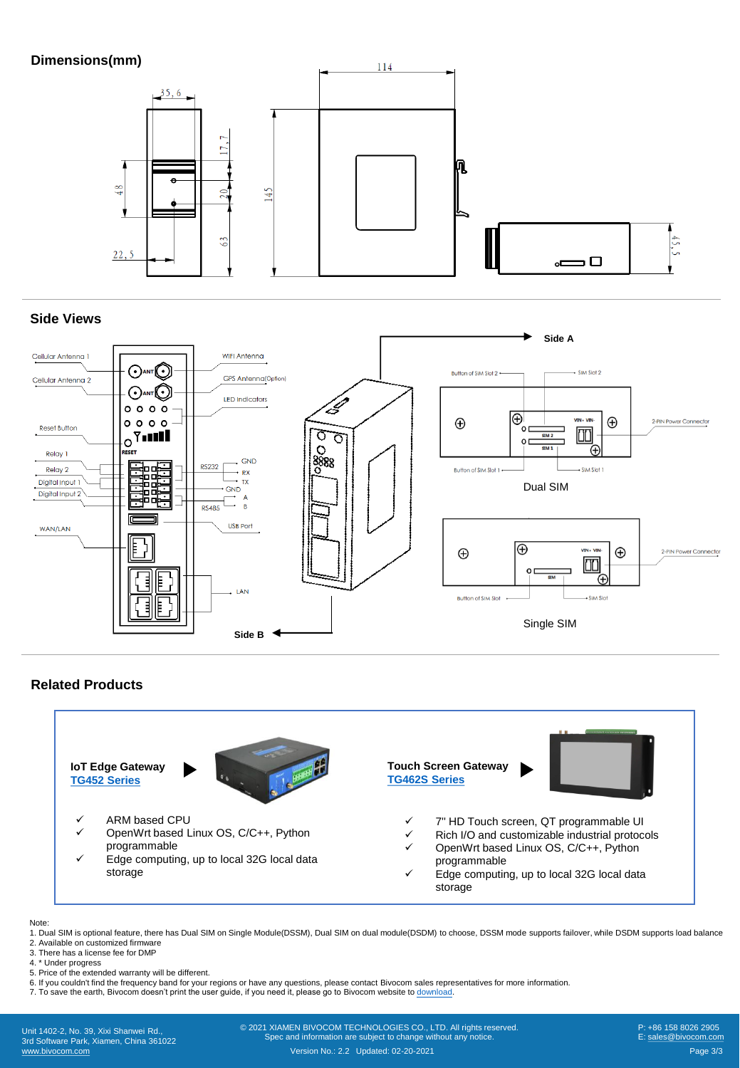## Dimensions(mm)

114

35.6

17.7

48

20

145

63

22.5

45.5

## Side Views

Cellular Antenna 1

Cellular Antenna 2

Reset Button

Relay 1

Relay 2

Digital Input 1

Digital Input 2

WAN/LAN

WIFI Antenna

GPS Antenna(Option)

LED Indicators

RS232

GND

RX

TX

GND

A

B

RS485

USB Port

LAN

Side A

Side B

Button of SIM Slot 2

SIM Slot 2

2-PIN Power Connector

Button of SIM Slot 1

SIM Slot 1

Dual SIM

2-PIN Power Connector

Button of SIM Slot

SIM Slot

Single SIM

## Related Products

**IoT Edge Gateway**
**TG452 Series**

- ✓ ARM based CPU
- ✓ OpenWrt based Linux OS, C/C++, Python programmable
- ✓ Edge computing, up to local 32G local data storage

**Touch Screen Gateway**
**TG462S Series**

- ✓ 7'' HD Touch screen, QT programmable UI
- ✓ Rich I/O and customizable industrial protocols
- ✓ OpenWrt based Linux OS, C/C++, Python programmable
- ✓ Edge computing, up to local 32G local data storage

Note:

1. Dual SIM is optional feature, there has Dual SIM on Single Module(DSSM), Dual SIM on dual module(DSDM) to choose, DSSM mode supports failover, while DSDM supports load balance
2. Available on customized firmware
3. There has a license fee for DMP
4. * Under progress
5. Price of the extended warranty will be different.
6. If you couldn't find the frequency band for your regions or have any questions, please contact Bivocom sales representatives for more information.
7. To save the earth, Bivocom doesn't print the user guide, if you need it, please go to Bivocom website to download.

Unit 1402-2, No. 39, Xixi Shanwei Rd., 3rd Software Park, Xiamen, China 361022
www.bivocom.com

© 2021 XIAMEN BIVOCOM TECHNOLOGIES CO., LTD. All rights reserved. Spec and information are subject to change without any notice.

Version No.: 2.2 Updated: 02-20-2021

P: +86 158 8026 2905
E: sales@bivocom.com